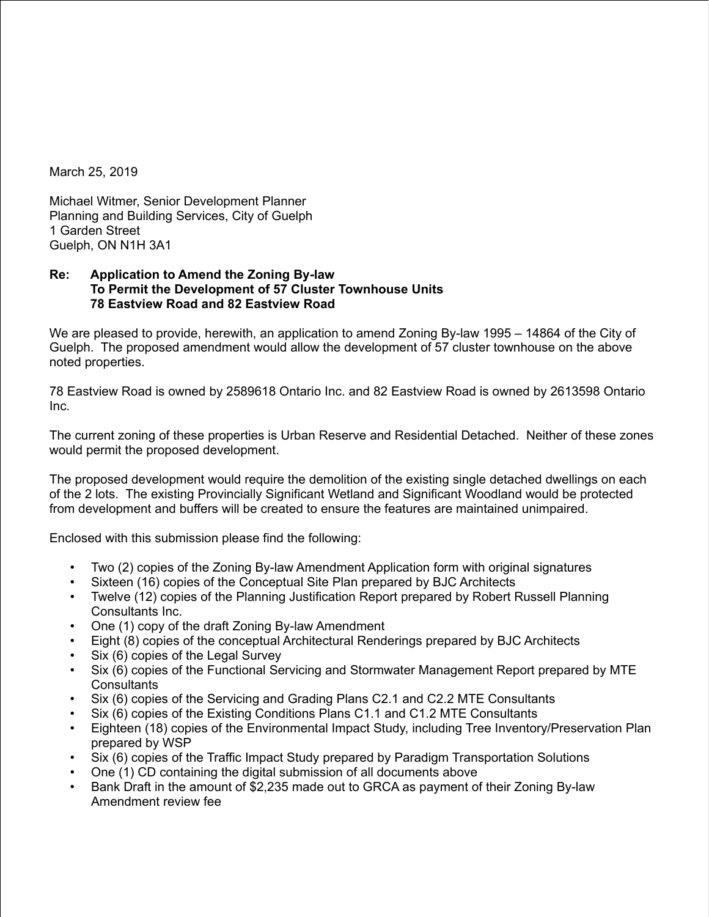March 25, 2019

Michael Witmer, Senior Development Planner
Planning and Building Services, City of Guelph
1 Garden Street
Guelph, ON N1H 3A1

**Re: Application to Amend the Zoning By-law**
**To Permit the Development of 57 Cluster Townhouse Units**
**78 Eastview Road and 82 Eastview Road**

We are pleased to provide, herewith, an application to amend Zoning By-law 1995 – 14864 of the City of Guelph. The proposed amendment would allow the development of 57 cluster townhouse on the above noted properties.

78 Eastview Road is owned by 2589618 Ontario Inc. and 82 Eastview Road is owned by 2613598 Ontario Inc.

The current zoning of these properties is Urban Reserve and Residential Detached. Neither of these zones would permit the proposed development.

The proposed development would require the demolition of the existing single detached dwellings on each of the 2 lots. The existing Provincially Significant Wetland and Significant Woodland would be protected from development and buffers will be created to ensure the features are maintained unimpaired.

Enclosed with this submission please find the following:

- Two (2) copies of the Zoning By-law Amendment Application form with original signatures
- Sixteen (16) copies of the Conceptual Site Plan prepared by BJC Architects
- Twelve (12) copies of the Planning Justification Report prepared by Robert Russell Planning Consultants Inc.
- One (1) copy of the draft Zoning By-law Amendment
- Eight (8) copies of the conceptual Architectural Renderings prepared by BJC Architects
- Six (6) copies of the Legal Survey
- Six (6) copies of the Functional Servicing and Stormwater Management Report prepared by MTE Consultants
- Six (6) copies of the Servicing and Grading Plans C2.1 and C2.2 MTE Consultants
- Six (6) copies of the Existing Conditions Plans C1.1 and C1.2 MTE Consultants
- Eighteen (18) copies of the Environmental Impact Study, including Tree Inventory/Preservation Plan prepared by WSP
- Six (6) copies of the Traffic Impact Study prepared by Paradigm Transportation Solutions
- One (1) CD containing the digital submission of all documents above
- Bank Draft in the amount of $2,235 made out to GRCA as payment of their Zoning By-law Amendment review fee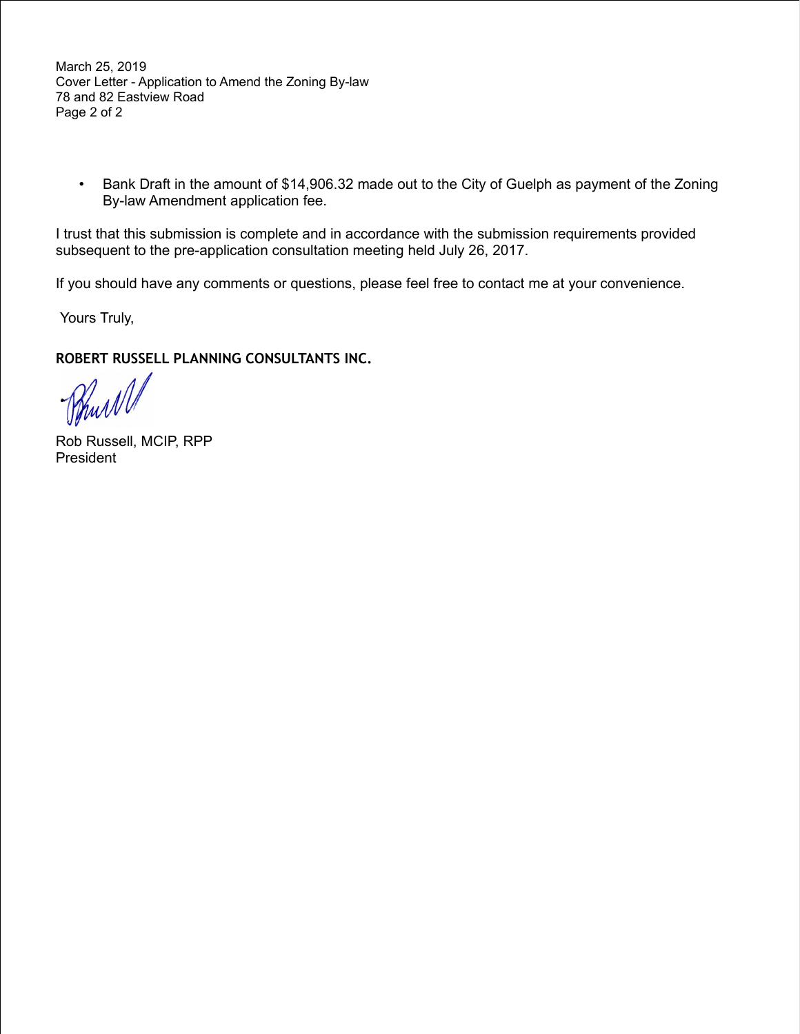- Bank Draft in the amount of $14,906.32 made out to the City of Guelph as payment of the Zoning By-law Amendment application fee.

I trust that this submission is complete and in accordance with the submission requirements provided subsequent to the pre-application consultation meeting held July 26, 2017.

If you should have any comments or questions, please feel free to contact me at your convenience.

Yours Truly,

**ROBERT RUSSELL PLANNING CONSULTANTS INC.**

Rob Russell, MCIP, RPP
President